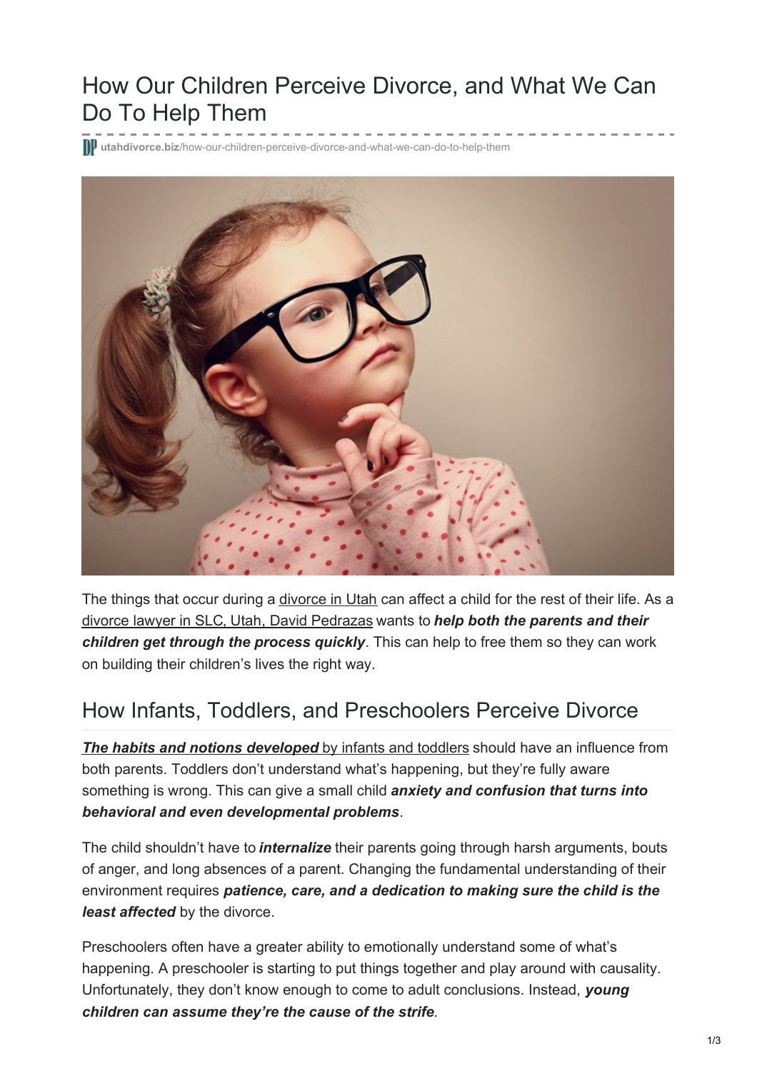# How Our Children Perceive Divorce, and What We Can Do To Help Them

utahdivorce.biz/how-our-children-perceive-divorce-and-what-we-can-do-to-help-them

The things that occur during a divorce in Utah can affect a child for the rest of their life. As a divorce lawyer in SLC, Utah, David Pedrazas wants to ***help both the parents and their children get through the process quickly***. This can help to free them so they can work on building their children's lives the right way.

## How Infants, Toddlers, and Preschoolers Perceive Divorce

***The habits and notions developed*** by infants and toddlers should have an influence from both parents. Toddlers don't understand what's happening, but they're fully aware something is wrong. This can give a small child ***anxiety and confusion that turns into behavioral and even developmental problems***.

The child shouldn't have to ***internalize*** their parents going through harsh arguments, bouts of anger, and long absences of a parent. Changing the fundamental understanding of their environment requires ***patience, care, and a dedication to making sure the child is the least affected*** by the divorce.

Preschoolers often have a greater ability to emotionally understand some of what's happening. A preschooler is starting to put things together and play around with causality. Unfortunately, they don't know enough to come to adult conclusions. Instead, ***young children can assume they're the cause of the strife***.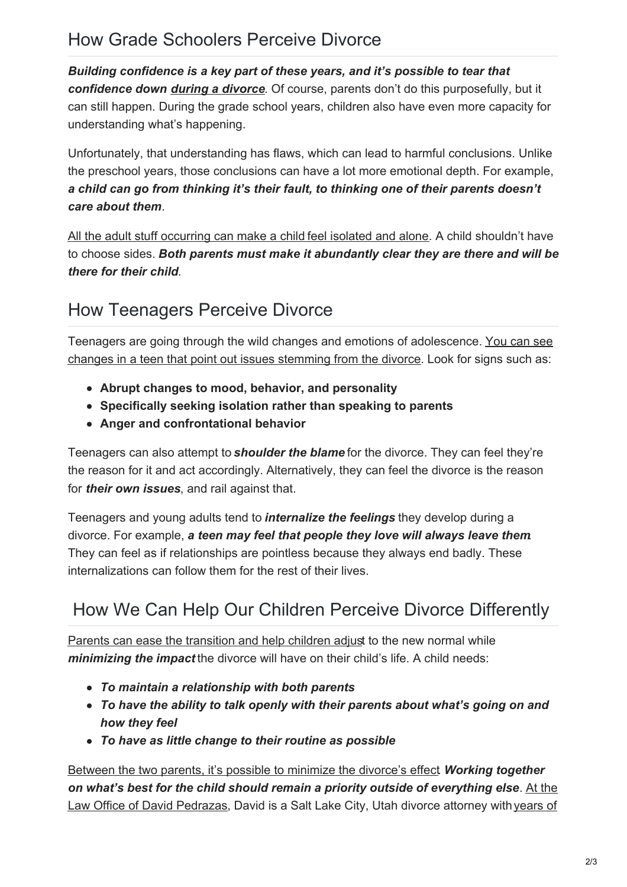## How Grade Schoolers Perceive Divorce

***Building confidence is a key part of these years, and it's possible to tear that confidence down during a divorce***. Of course, parents don't do this purposefully, but it can still happen. During the grade school years, children also have even more capacity for understanding what's happening.

Unfortunately, that understanding has flaws, which can lead to harmful conclusions. Unlike the preschool years, those conclusions can have a lot more emotional depth. For example, ***a child can go from thinking it's their fault, to thinking one of their parents doesn't care about them***.

All the adult stuff occurring can make a child feel isolated and alone. A child shouldn't have to choose sides. ***Both parents must make it abundantly clear they are there and will be there for their child***.

## How Teenagers Perceive Divorce

Teenagers are going through the wild changes and emotions of adolescence. You can see changes in a teen that point out issues stemming from the divorce. Look for signs such as:

- **Abrupt changes to mood, behavior, and personality**
- **Specifically seeking isolation rather than speaking to parents**
- **Anger and confrontational behavior**

Teenagers can also attempt to ***shoulder the blame*** for the divorce. They can feel they're the reason for it and act accordingly. Alternatively, they can feel the divorce is the reason for ***their own issues***, and rail against that.

Teenagers and young adults tend to ***internalize the feelings*** they develop during a divorce. For example, ***a teen may feel that people they love will always leave them***. They can feel as if relationships are pointless because they always end badly. These internalizations can follow them for the rest of their lives.

## How We Can Help Our Children Perceive Divorce Differently

Parents can ease the transition and help children adjust to the new normal while ***minimizing the impact*** the divorce will have on their child's life. A child needs:

- ***To maintain a relationship with both parents***
- ***To have the ability to talk openly with their parents about what's going on and how they feel***
- ***To have as little change to their routine as possible***

Between the two parents, it's possible to minimize the divorce's effect. ***Working together on what's best for the child should remain a priority outside of everything else***. At the Law Office of David Pedrazas, David is a Salt Lake City, Utah divorce attorney with years of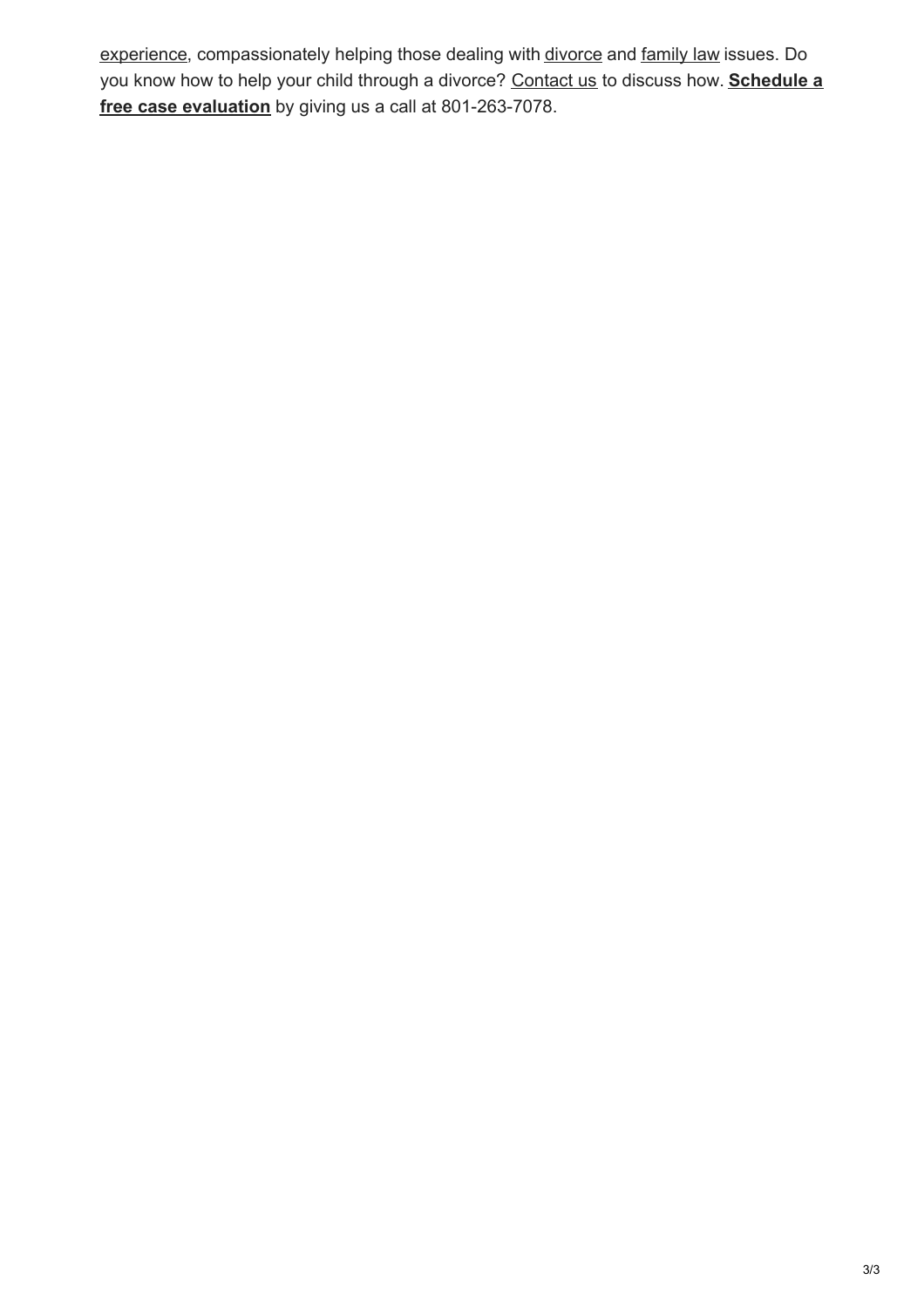experience, compassionately helping those dealing with divorce and family law issues. Do you know how to help your child through a divorce? Contact us to discuss how. **Schedule a free case evaluation** by giving us a call at 801-263-7078.